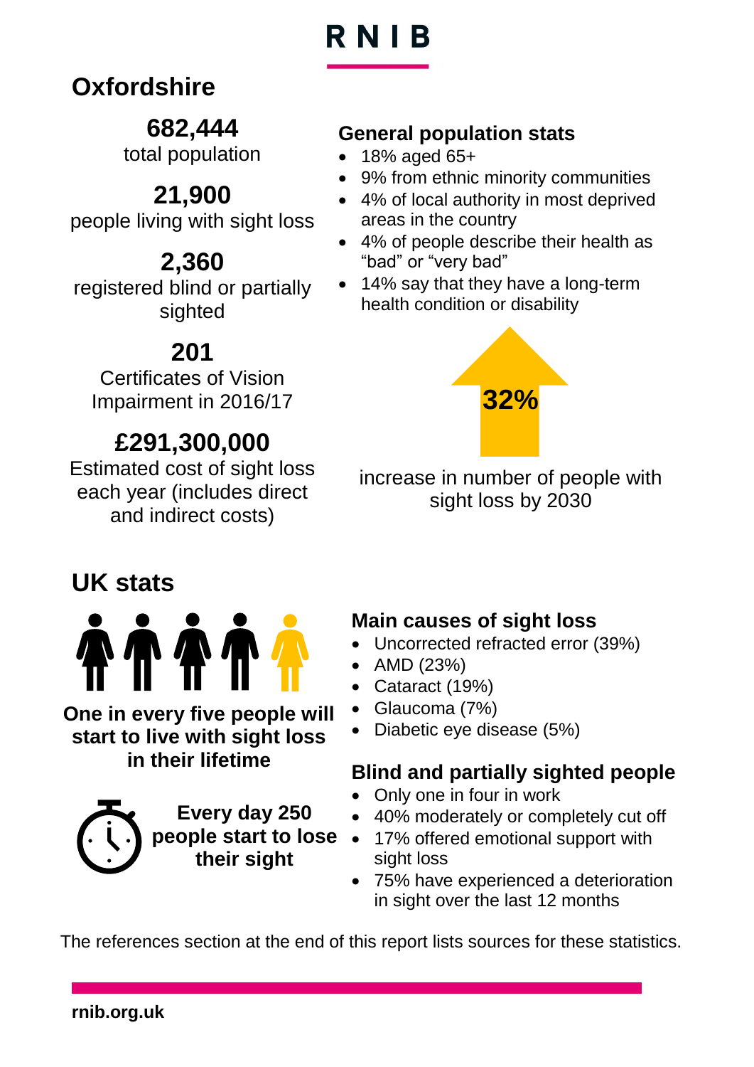RNIB

# Oxfordshire

**682,444**
total population

**21,900**
people living with sight loss

**2,360**
registered blind or partially sighted

**201**
Certificates of Vision Impairment in 2016/17

**£291,300,000**
Estimated cost of sight loss each year (includes direct and indirect costs)

### General population stats

- 18% aged 65+
- 9% from ethnic minority communities
- 4% of local authority in most deprived areas in the country
- 4% of people describe their health as "bad" or "very bad"
- 14% say that they have a long-term health condition or disability

**32%**
increase in number of people with sight loss by 2030

# UK stats

**One in every five people will start to live with sight loss in their lifetime**

**Every day 250 people start to lose their sight**

### Main causes of sight loss

- Uncorrected refracted error (39%)
- AMD (23%)
- Cataract (19%)
- Glaucoma (7%)
- Diabetic eye disease (5%)

### Blind and partially sighted people

- Only one in four in work
- 40% moderately or completely cut off
- 17% offered emotional support with sight loss
- 75% have experienced a deterioration in sight over the last 12 months

The references section at the end of this report lists sources for these statistics.

**rnib.org.uk**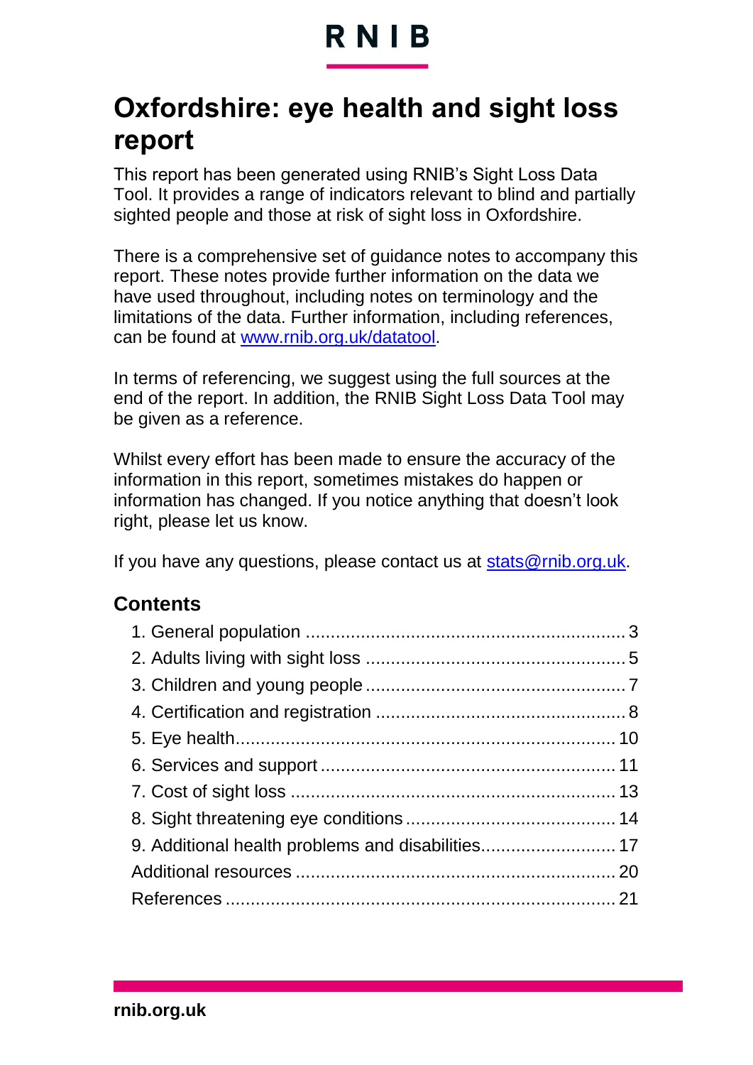# Oxfordshire: eye health and sight loss report

This report has been generated using RNIB's Sight Loss Data Tool. It provides a range of indicators relevant to blind and partially sighted people and those at risk of sight loss in Oxfordshire.

There is a comprehensive set of guidance notes to accompany this report. These notes provide further information on the data we have used throughout, including notes on terminology and the limitations of the data. Further information, including references, can be found at [www.rnib.org.uk/datatool](www.rnib.org.uk/datatool).

In terms of referencing, we suggest using the full sources at the end of the report. In addition, the RNIB Sight Loss Data Tool may be given as a reference.

Whilst every effort has been made to ensure the accuracy of the information in this report, sometimes mistakes do happen or information has changed. If you notice anything that doesn't look right, please let us know.

If you have any questions, please contact us at [stats@rnib.org.uk](mailto:stats@rnib.org.uk).

## Contents

1. General population ........ 3
2. Adults living with sight loss ........ 5
3. Children and young people ........ 7
4. Certification and registration ........ 8
5. Eye health ........ 10
6. Services and support ........ 11
7. Cost of sight loss ........ 13
8. Sight threatening eye conditions ........ 14
9. Additional health problems and disabilities ........ 17

Additional resources ........ 20

References ........ 21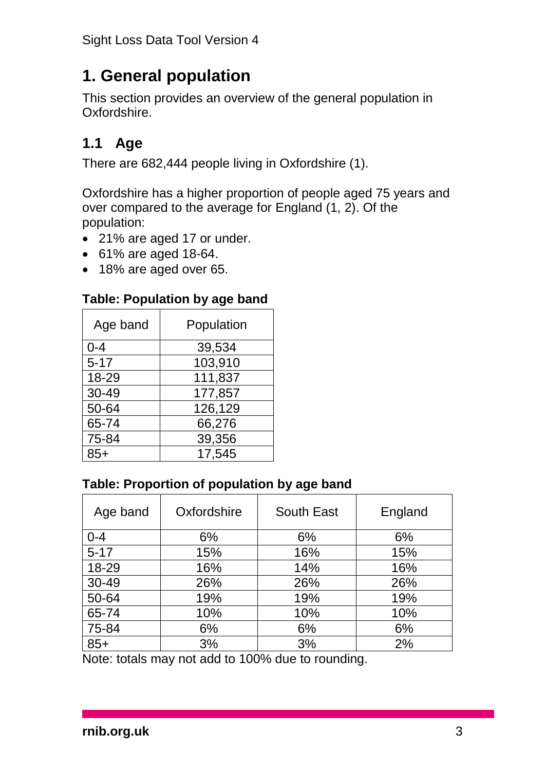# 1. General population

This section provides an overview of the general population in Oxfordshire.

## 1.1 Age

There are 682,444 people living in Oxfordshire (1).

Oxfordshire has a higher proportion of people aged 75 years and over compared to the average for England (1, 2). Of the population:

- 21% are aged 17 or under.
- 61% are aged 18-64.
- 18% are aged over 65.

**Table: Population by age band**

| Age band | Population |
| --- | --- |
| 0-4 | 39,534 |
| 5-17 | 103,910 |
| 18-29 | 111,837 |
| 30-49 | 177,857 |
| 50-64 | 126,129 |
| 65-74 | 66,276 |
| 75-84 | 39,356 |
| 85+ | 17,545 |

**Table: Proportion of population by age band**

| Age band | Oxfordshire | South East | England |
| --- | --- | --- | --- |
| 0-4 | 6% | 6% | 6% |
| 5-17 | 15% | 16% | 15% |
| 18-29 | 16% | 14% | 16% |
| 30-49 | 26% | 26% | 26% |
| 50-64 | 19% | 19% | 19% |
| 65-74 | 10% | 10% | 10% |
| 75-84 | 6% | 6% | 6% |
| 85+ | 3% | 3% | 2% |

Note: totals may not add to 100% due to rounding.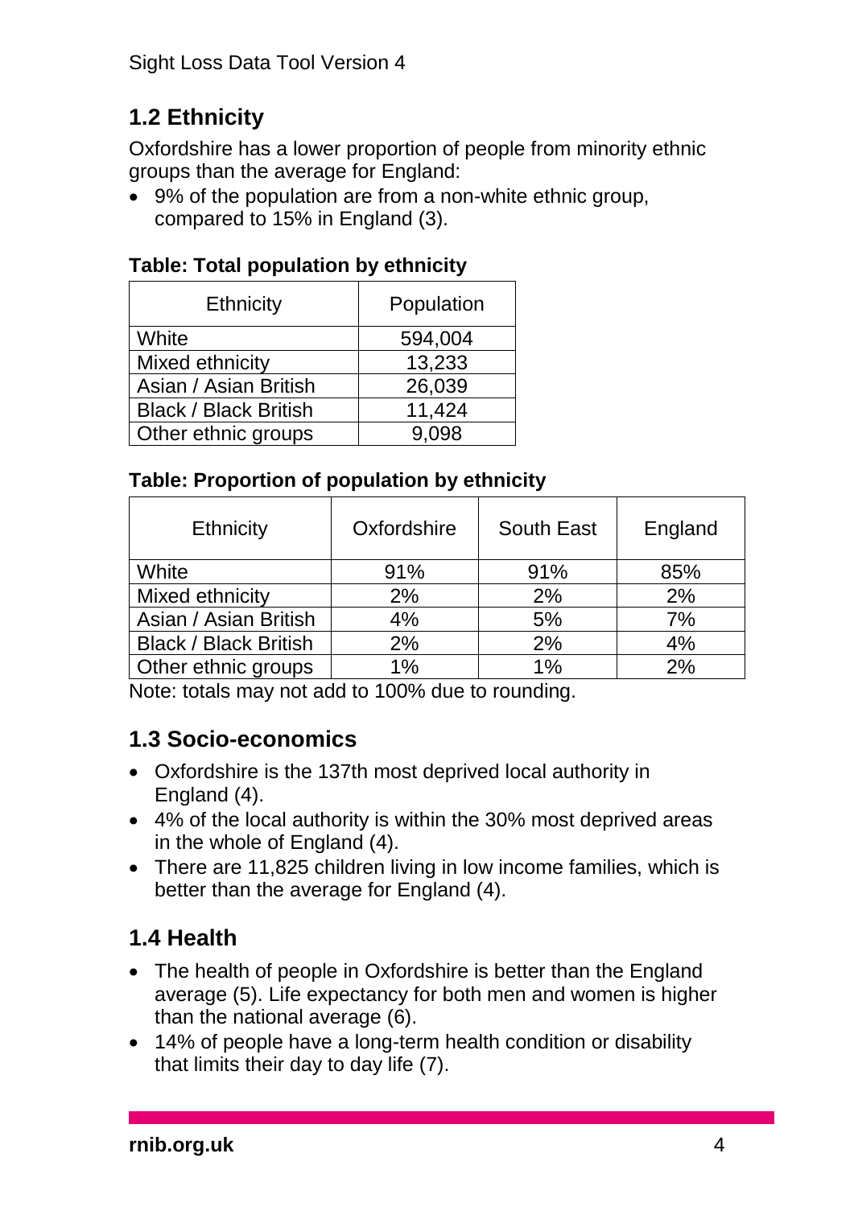## 1.2 Ethnicity

Oxfordshire has a lower proportion of people from minority ethnic groups than the average for England:

- 9% of the population are from a non-white ethnic group, compared to 15% in England (3).

**Table: Total population by ethnicity**

| Ethnicity | Population |
|---|---|
| White | 594,004 |
| Mixed ethnicity | 13,233 |
| Asian / Asian British | 26,039 |
| Black / Black British | 11,424 |
| Other ethnic groups | 9,098 |

**Table: Proportion of population by ethnicity**

| Ethnicity | Oxfordshire | South East | England |
|---|---|---|---|
| White | 91% | 91% | 85% |
| Mixed ethnicity | 2% | 2% | 2% |
| Asian / Asian British | 4% | 5% | 7% |
| Black / Black British | 2% | 2% | 4% |
| Other ethnic groups | 1% | 1% | 2% |

Note: totals may not add to 100% due to rounding.

## 1.3 Socio-economics

- Oxfordshire is the 137th most deprived local authority in England (4).
- 4% of the local authority is within the 30% most deprived areas in the whole of England (4).
- There are 11,825 children living in low income families, which is better than the average for England (4).

## 1.4 Health

- The health of people in Oxfordshire is better than the England average (5). Life expectancy for both men and women is higher than the national average (6).
- 14% of people have a long-term health condition or disability that limits their day to day life (7).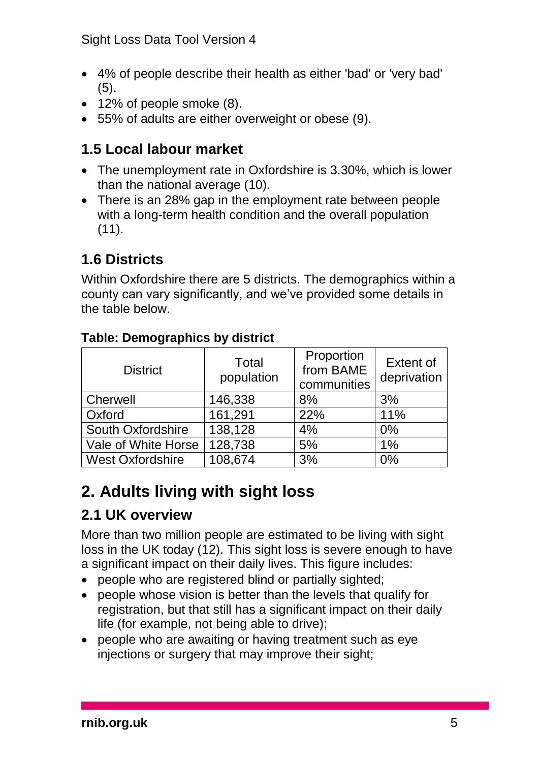- 4% of people describe their health as either 'bad' or 'very bad' (5).
- 12% of people smoke (8).
- 55% of adults are either overweight or obese (9).

### 1.5 Local labour market

- The unemployment rate in Oxfordshire is 3.30%, which is lower than the national average (10).
- There is an 28% gap in the employment rate between people with a long-term health condition and the overall population (11).

### 1.6 Districts

Within Oxfordshire there are 5 districts. The demographics within a county can vary significantly, and we've provided some details in the table below.

**Table: Demographics by district**

| District | Total population | Proportion from BAME communities | Extent of deprivation |
|---|---|---|---|
| Cherwell | 146,338 | 8% | 3% |
| Oxford | 161,291 | 22% | 11% |
| South Oxfordshire | 138,128 | 4% | 0% |
| Vale of White Horse | 128,738 | 5% | 1% |
| West Oxfordshire | 108,674 | 3% | 0% |

## 2. Adults living with sight loss

### 2.1 UK overview

More than two million people are estimated to be living with sight loss in the UK today (12). This sight loss is severe enough to have a significant impact on their daily lives. This figure includes:

- people who are registered blind or partially sighted;
- people whose vision is better than the levels that qualify for registration, but that still has a significant impact on their daily life (for example, not being able to drive);
- people who are awaiting or having treatment such as eye injections or surgery that may improve their sight;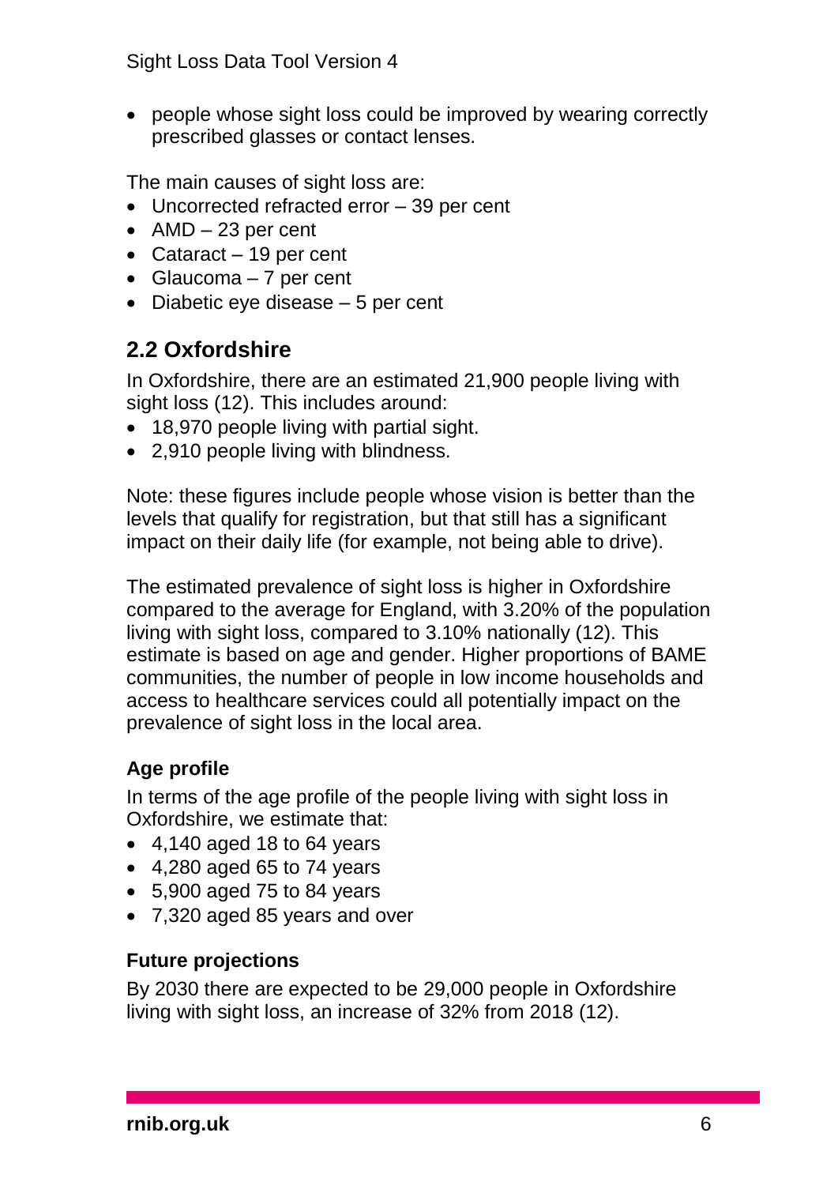- people whose sight loss could be improved by wearing correctly prescribed glasses or contact lenses.

The main causes of sight loss are:

- Uncorrected refracted error – 39 per cent
- AMD – 23 per cent
- Cataract – 19 per cent
- Glaucoma – 7 per cent
- Diabetic eye disease – 5 per cent

## 2.2 Oxfordshire

In Oxfordshire, there are an estimated 21,900 people living with sight loss (12). This includes around:

- 18,970 people living with partial sight.
- 2,910 people living with blindness.

Note: these figures include people whose vision is better than the levels that qualify for registration, but that still has a significant impact on their daily life (for example, not being able to drive).

The estimated prevalence of sight loss is higher in Oxfordshire compared to the average for England, with 3.20% of the population living with sight loss, compared to 3.10% nationally (12). This estimate is based on age and gender. Higher proportions of BAME communities, the number of people in low income households and access to healthcare services could all potentially impact on the prevalence of sight loss in the local area.

### Age profile

In terms of the age profile of the people living with sight loss in Oxfordshire, we estimate that:

- 4,140 aged 18 to 64 years
- 4,280 aged 65 to 74 years
- 5,900 aged 75 to 84 years
- 7,320 aged 85 years and over

### Future projections

By 2030 there are expected to be 29,000 people in Oxfordshire living with sight loss, an increase of 32% from 2018 (12).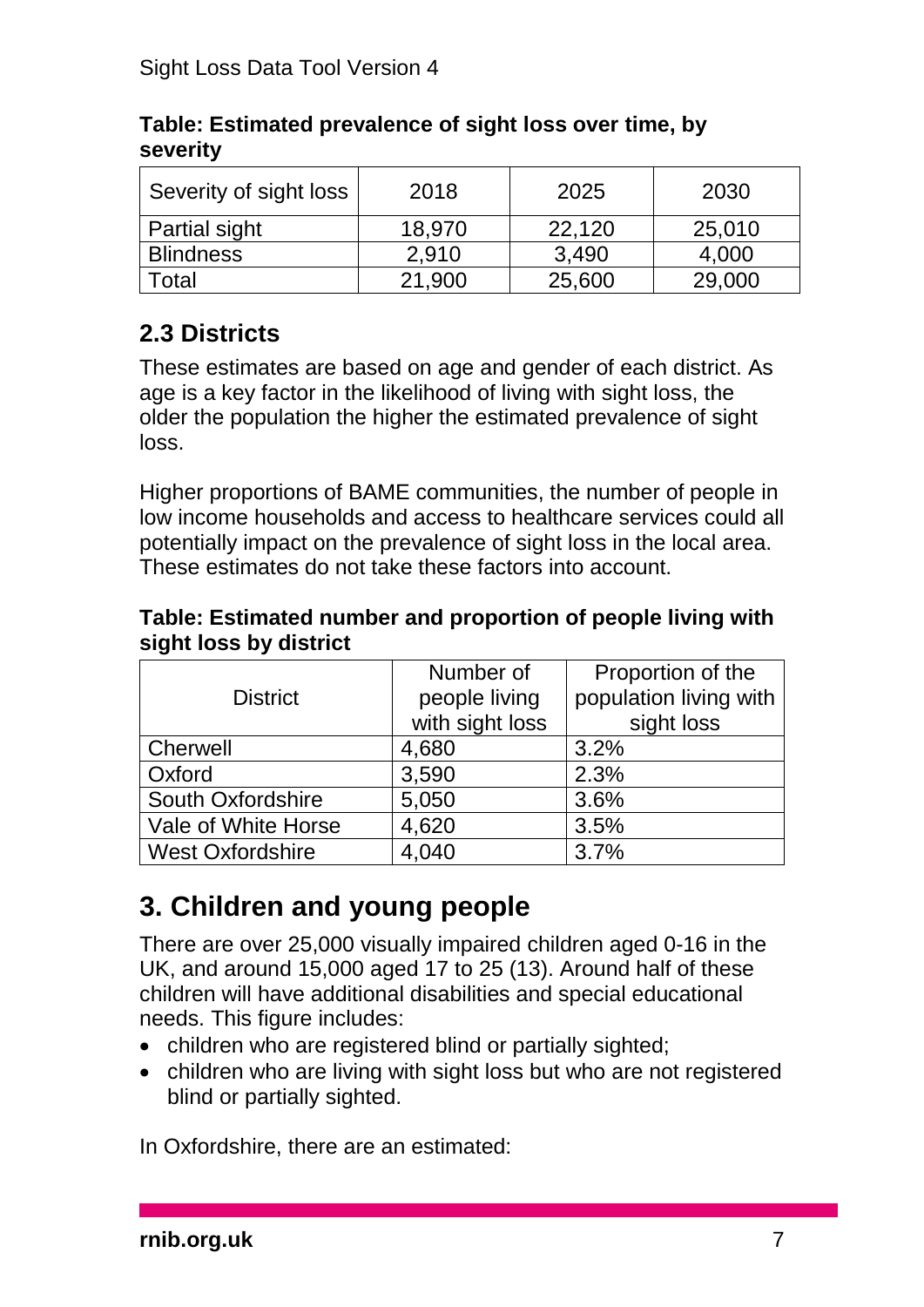**Table: Estimated prevalence of sight loss over time, by severity**

| Severity of sight loss | 2018 | 2025 | 2030 |
|---|---|---|---|
| Partial sight | 18,970 | 22,120 | 25,010 |
| Blindness | 2,910 | 3,490 | 4,000 |
| Total | 21,900 | 25,600 | 29,000 |

## 2.3 Districts

These estimates are based on age and gender of each district. As age is a key factor in the likelihood of living with sight loss, the older the population the higher the estimated prevalence of sight loss.

Higher proportions of BAME communities, the number of people in low income households and access to healthcare services could all potentially impact on the prevalence of sight loss in the local area. These estimates do not take these factors into account.

**Table: Estimated number and proportion of people living with sight loss by district**

| District | Number of people living with sight loss | Proportion of the population living with sight loss |
|---|---|---|
| Cherwell | 4,680 | 3.2% |
| Oxford | 3,590 | 2.3% |
| South Oxfordshire | 5,050 | 3.6% |
| Vale of White Horse | 4,620 | 3.5% |
| West Oxfordshire | 4,040 | 3.7% |

# 3. Children and young people

There are over 25,000 visually impaired children aged 0-16 in the UK, and around 15,000 aged 17 to 25 (13). Around half of these children will have additional disabilities and special educational needs. This figure includes:

- children who are registered blind or partially sighted;
- children who are living with sight loss but who are not registered blind or partially sighted.

In Oxfordshire, there are an estimated: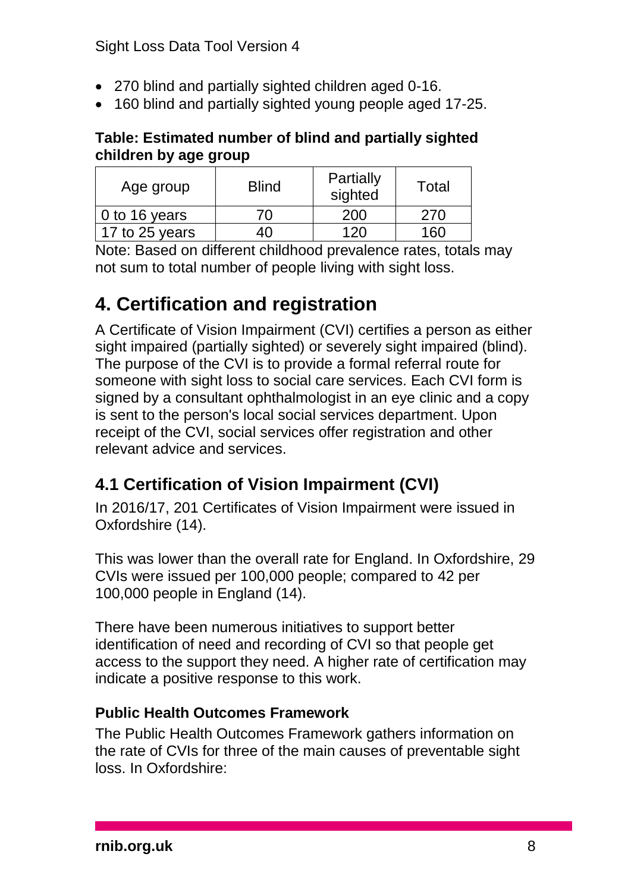- 270 blind and partially sighted children aged 0-16.
- 160 blind and partially sighted young people aged 17-25.

**Table: Estimated number of blind and partially sighted children by age group**

| Age group | Blind | Partially sighted | Total |
|---|---|---|---|
| 0 to 16 years | 70 | 200 | 270 |
| 17 to 25 years | 40 | 120 | 160 |

Note: Based on different childhood prevalence rates, totals may not sum to total number of people living with sight loss.

# 4. Certification and registration

A Certificate of Vision Impairment (CVI) certifies a person as either sight impaired (partially sighted) or severely sight impaired (blind). The purpose of the CVI is to provide a formal referral route for someone with sight loss to social care services. Each CVI form is signed by a consultant ophthalmologist in an eye clinic and a copy is sent to the person's local social services department. Upon receipt of the CVI, social services offer registration and other relevant advice and services.

## 4.1 Certification of Vision Impairment (CVI)

In 2016/17, 201 Certificates of Vision Impairment were issued in Oxfordshire (14).

This was lower than the overall rate for England. In Oxfordshire, 29 CVIs were issued per 100,000 people; compared to 42 per 100,000 people in England (14).

There have been numerous initiatives to support better identification of need and recording of CVI so that people get access to the support they need. A higher rate of certification may indicate a positive response to this work.

### Public Health Outcomes Framework

The Public Health Outcomes Framework gathers information on the rate of CVIs for three of the main causes of preventable sight loss. In Oxfordshire: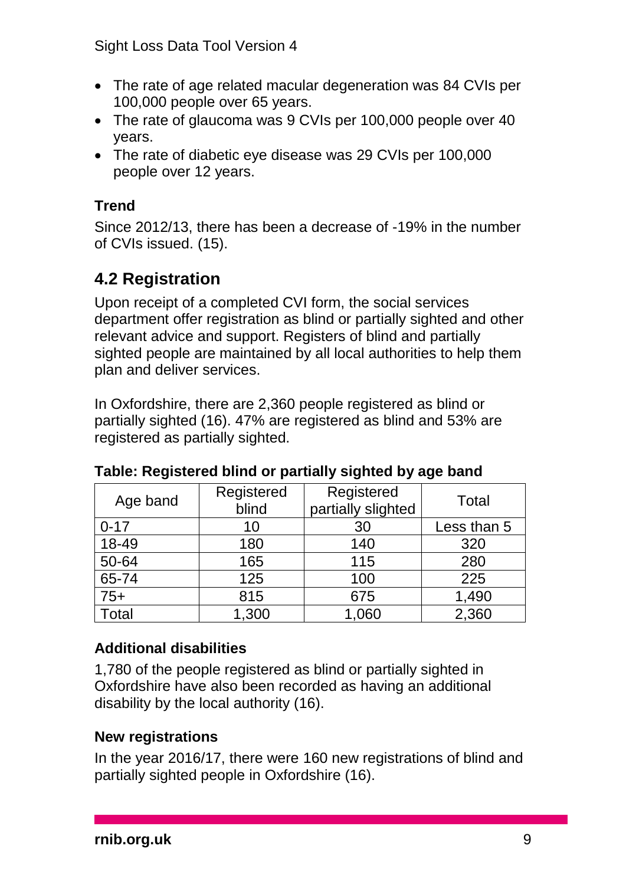- The rate of age related macular degeneration was 84 CVIs per 100,000 people over 65 years.
- The rate of glaucoma was 9 CVIs per 100,000 people over 40 years.
- The rate of diabetic eye disease was 29 CVIs per 100,000 people over 12 years.

### Trend

Since 2012/13, there has been a decrease of -19% in the number of CVIs issued. (15).

## 4.2 Registration

Upon receipt of a completed CVI form, the social services department offer registration as blind or partially sighted and other relevant advice and support. Registers of blind and partially sighted people are maintained by all local authorities to help them plan and deliver services.

In Oxfordshire, there are 2,360 people registered as blind or partially sighted (16). 47% are registered as blind and 53% are registered as partially sighted.

**Table: Registered blind or partially sighted by age band**

| Age band | Registered blind | Registered partially slighted | Total |
|---|---|---|---|
| 0-17 | 10 | 30 | Less than 5 |
| 18-49 | 180 | 140 | 320 |
| 50-64 | 165 | 115 | 280 |
| 65-74 | 125 | 100 | 225 |
| 75+ | 815 | 675 | 1,490 |
| Total | 1,300 | 1,060 | 2,360 |

### Additional disabilities

1,780 of the people registered as blind or partially sighted in Oxfordshire have also been recorded as having an additional disability by the local authority (16).

### New registrations

In the year 2016/17, there were 160 new registrations of blind and partially sighted people in Oxfordshire (16).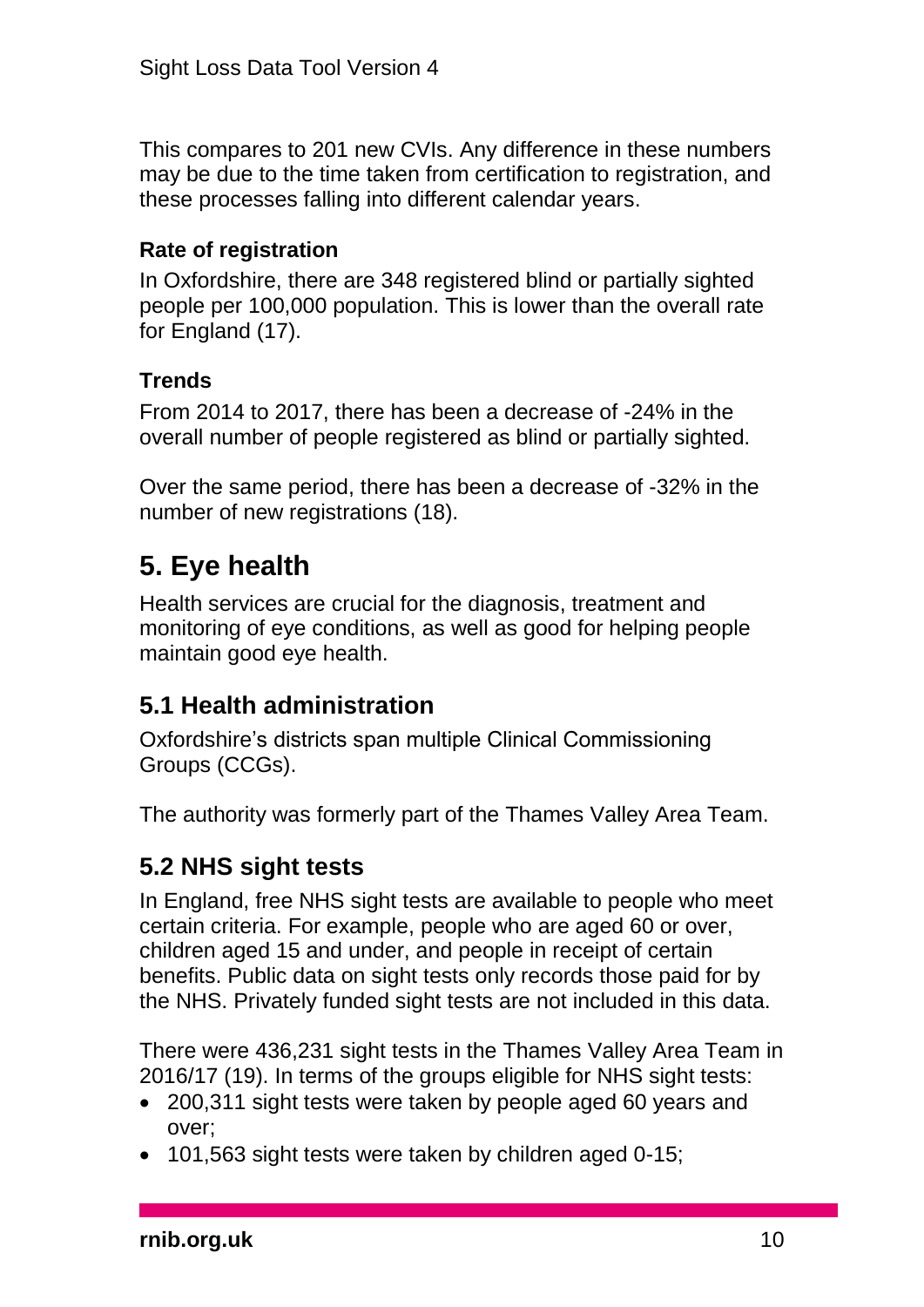This compares to 201 new CVIs. Any difference in these numbers may be due to the time taken from certification to registration, and these processes falling into different calendar years.

**Rate of registration**

In Oxfordshire, there are 348 registered blind or partially sighted people per 100,000 population. This is lower than the overall rate for England (17).

**Trends**

From 2014 to 2017, there has been a decrease of -24% in the overall number of people registered as blind or partially sighted.

Over the same period, there has been a decrease of -32% in the number of new registrations (18).

# 5. Eye health

Health services are crucial for the diagnosis, treatment and monitoring of eye conditions, as well as good for helping people maintain good eye health.

## 5.1 Health administration

Oxfordshire's districts span multiple Clinical Commissioning Groups (CCGs).

The authority was formerly part of the Thames Valley Area Team.

## 5.2 NHS sight tests

In England, free NHS sight tests are available to people who meet certain criteria. For example, people who are aged 60 or over, children aged 15 and under, and people in receipt of certain benefits. Public data on sight tests only records those paid for by the NHS. Privately funded sight tests are not included in this data.

There were 436,231 sight tests in the Thames Valley Area Team in 2016/17 (19). In terms of the groups eligible for NHS sight tests:

- 200,311 sight tests were taken by people aged 60 years and over;
- 101,563 sight tests were taken by children aged 0-15;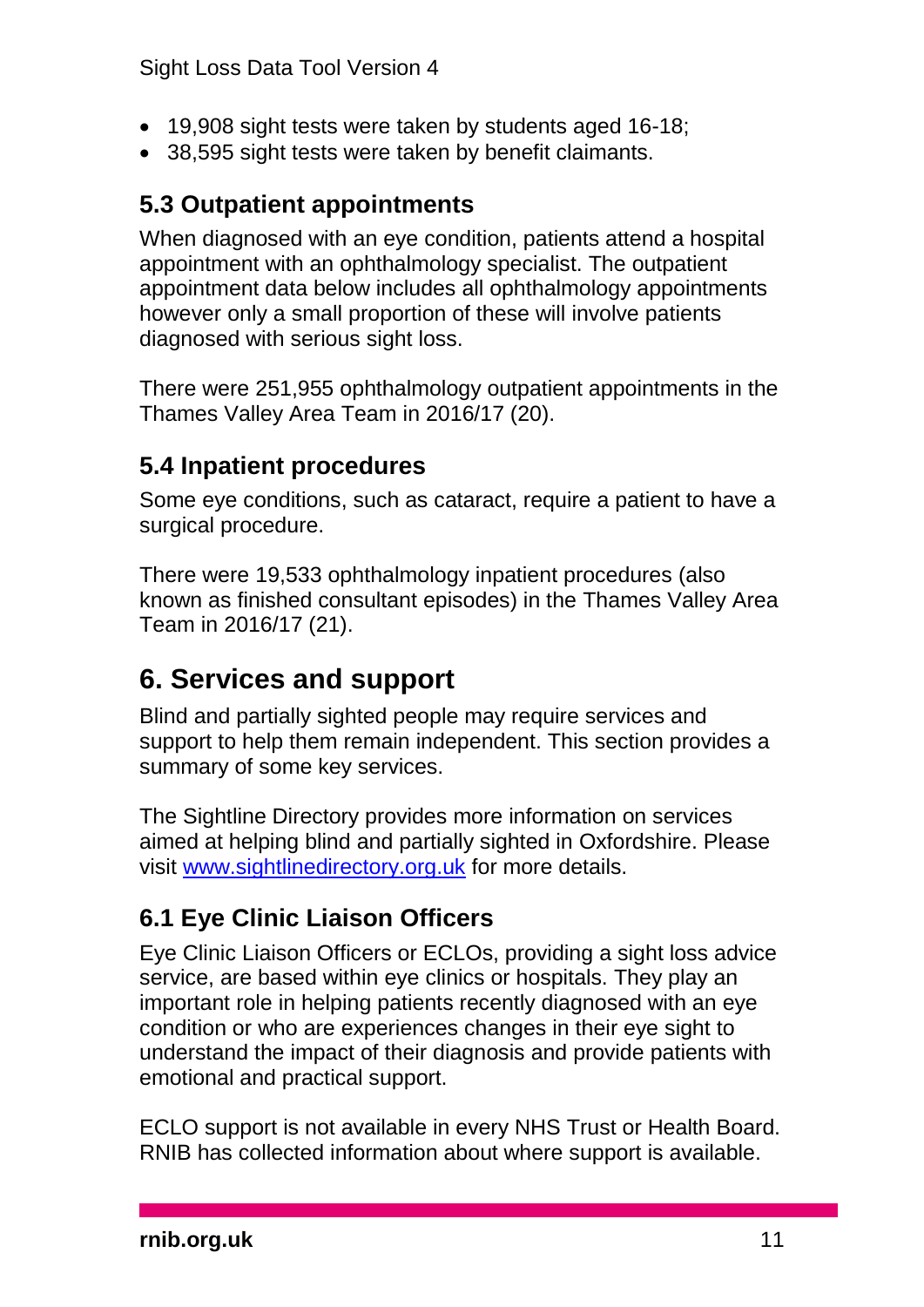- 19,908 sight tests were taken by students aged 16-18;
- 38,595 sight tests were taken by benefit claimants.

### 5.3 Outpatient appointments

When diagnosed with an eye condition, patients attend a hospital appointment with an ophthalmology specialist. The outpatient appointment data below includes all ophthalmology appointments however only a small proportion of these will involve patients diagnosed with serious sight loss.

There were 251,955 ophthalmology outpatient appointments in the Thames Valley Area Team in 2016/17 (20).

### 5.4 Inpatient procedures

Some eye conditions, such as cataract, require a patient to have a surgical procedure.

There were 19,533 ophthalmology inpatient procedures (also known as finished consultant episodes) in the Thames Valley Area Team in 2016/17 (21).

## 6. Services and support

Blind and partially sighted people may require services and support to help them remain independent. This section provides a summary of some key services.

The Sightline Directory provides more information on services aimed at helping blind and partially sighted in Oxfordshire. Please visit [www.sightlinedirectory.org.uk](http://www.sightlinedirectory.org.uk) for more details.

### 6.1 Eye Clinic Liaison Officers

Eye Clinic Liaison Officers or ECLOs, providing a sight loss advice service, are based within eye clinics or hospitals. They play an important role in helping patients recently diagnosed with an eye condition or who are experiences changes in their eye sight to understand the impact of their diagnosis and provide patients with emotional and practical support.

ECLO support is not available in every NHS Trust or Health Board. RNIB has collected information about where support is available.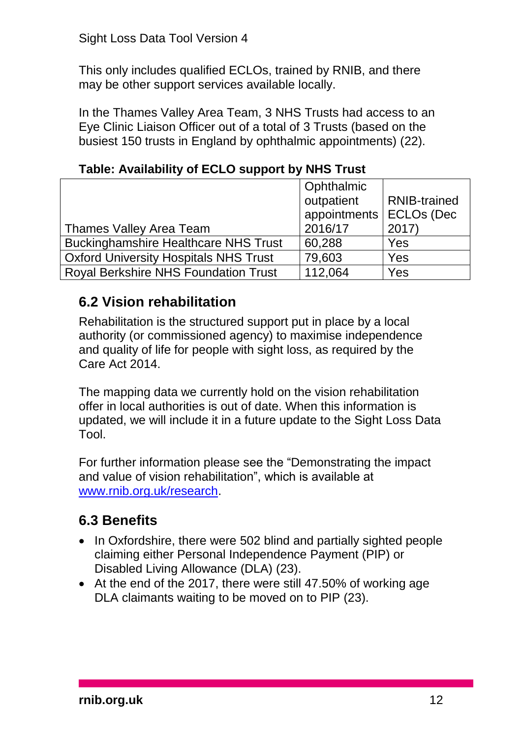This only includes qualified ECLOs, trained by RNIB, and there may be other support services available locally.

In the Thames Valley Area Team, 3 NHS Trusts had access to an Eye Clinic Liaison Officer out of a total of 3 Trusts (based on the busiest 150 trusts in England by ophthalmic appointments) (22).

**Table: Availability of ECLO support by NHS Trust**

| Thames Valley Area Team | Ophthalmic outpatient appointments 2016/17 | RNIB-trained ECLOs (Dec 2017) |
|---|---|---|
| Buckinghamshire Healthcare NHS Trust | 60,288 | Yes |
| Oxford University Hospitals NHS Trust | 79,603 | Yes |
| Royal Berkshire NHS Foundation Trust | 112,064 | Yes |

## 6.2 Vision rehabilitation

Rehabilitation is the structured support put in place by a local authority (or commissioned agency) to maximise independence and quality of life for people with sight loss, as required by the Care Act 2014.

The mapping data we currently hold on the vision rehabilitation offer in local authorities is out of date. When this information is updated, we will include it in a future update to the Sight Loss Data Tool.

For further information please see the "Demonstrating the impact and value of vision rehabilitation", which is available at [www.rnib.org.uk/research](www.rnib.org.uk/research).

## 6.3 Benefits

- In Oxfordshire, there were 502 blind and partially sighted people claiming either Personal Independence Payment (PIP) or Disabled Living Allowance (DLA) (23).
- At the end of the 2017, there were still 47.50% of working age DLA claimants waiting to be moved on to PIP (23).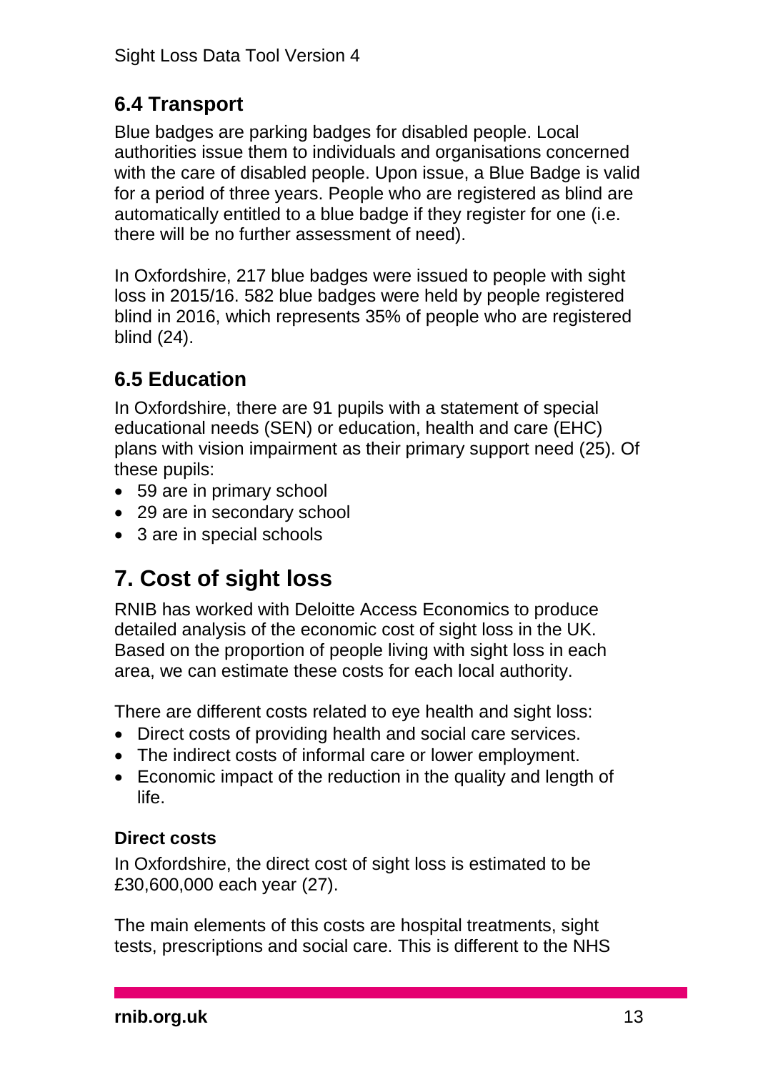## 6.4 Transport

Blue badges are parking badges for disabled people. Local authorities issue them to individuals and organisations concerned with the care of disabled people. Upon issue, a Blue Badge is valid for a period of three years. People who are registered as blind are automatically entitled to a blue badge if they register for one (i.e. there will be no further assessment of need).

In Oxfordshire, 217 blue badges were issued to people with sight loss in 2015/16. 582 blue badges were held by people registered blind in 2016, which represents 35% of people who are registered blind (24).

## 6.5 Education

In Oxfordshire, there are 91 pupils with a statement of special educational needs (SEN) or education, health and care (EHC) plans with vision impairment as their primary support need (25). Of these pupils:

- 59 are in primary school
- 29 are in secondary school
- 3 are in special schools

# 7. Cost of sight loss

RNIB has worked with Deloitte Access Economics to produce detailed analysis of the economic cost of sight loss in the UK. Based on the proportion of people living with sight loss in each area, we can estimate these costs for each local authority.

There are different costs related to eye health and sight loss:

- Direct costs of providing health and social care services.
- The indirect costs of informal care or lower employment.
- Economic impact of the reduction in the quality and length of life.

### Direct costs

In Oxfordshire, the direct cost of sight loss is estimated to be £30,600,000 each year (27).

The main elements of this costs are hospital treatments, sight tests, prescriptions and social care. This is different to the NHS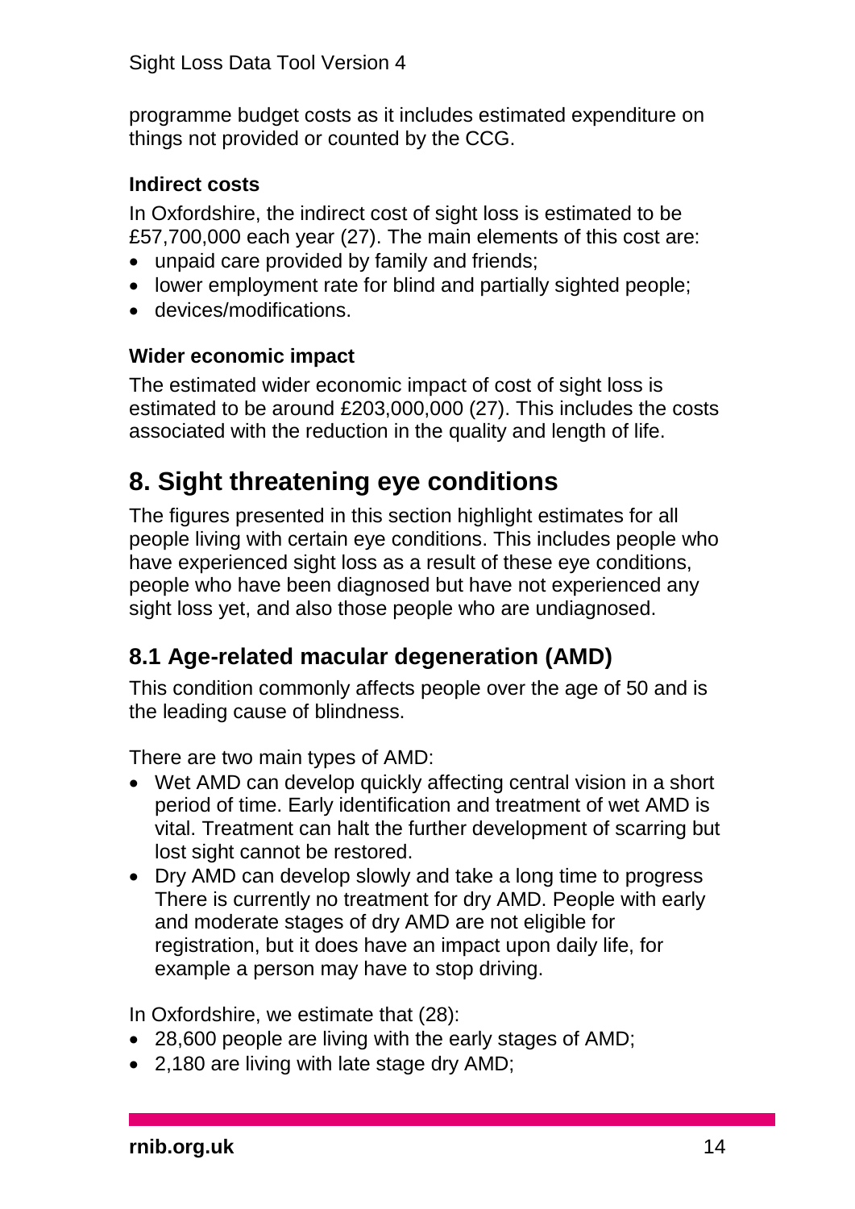programme budget costs as it includes estimated expenditure on things not provided or counted by the CCG.

**Indirect costs**

In Oxfordshire, the indirect cost of sight loss is estimated to be £57,700,000 each year (27). The main elements of this cost are:

- unpaid care provided by family and friends;
- lower employment rate for blind and partially sighted people;
- devices/modifications.

**Wider economic impact**

The estimated wider economic impact of cost of sight loss is estimated to be around £203,000,000 (27). This includes the costs associated with the reduction in the quality and length of life.

# 8. Sight threatening eye conditions

The figures presented in this section highlight estimates for all people living with certain eye conditions. This includes people who have experienced sight loss as a result of these eye conditions, people who have been diagnosed but have not experienced any sight loss yet, and also those people who are undiagnosed.

## 8.1 Age-related macular degeneration (AMD)

This condition commonly affects people over the age of 50 and is the leading cause of blindness.

There are two main types of AMD:

- Wet AMD can develop quickly affecting central vision in a short period of time. Early identification and treatment of wet AMD is vital. Treatment can halt the further development of scarring but lost sight cannot be restored.
- Dry AMD can develop slowly and take a long time to progress There is currently no treatment for dry AMD. People with early and moderate stages of dry AMD are not eligible for registration, but it does have an impact upon daily life, for example a person may have to stop driving.

In Oxfordshire, we estimate that (28):

- 28,600 people are living with the early stages of AMD;
- 2,180 are living with late stage dry AMD;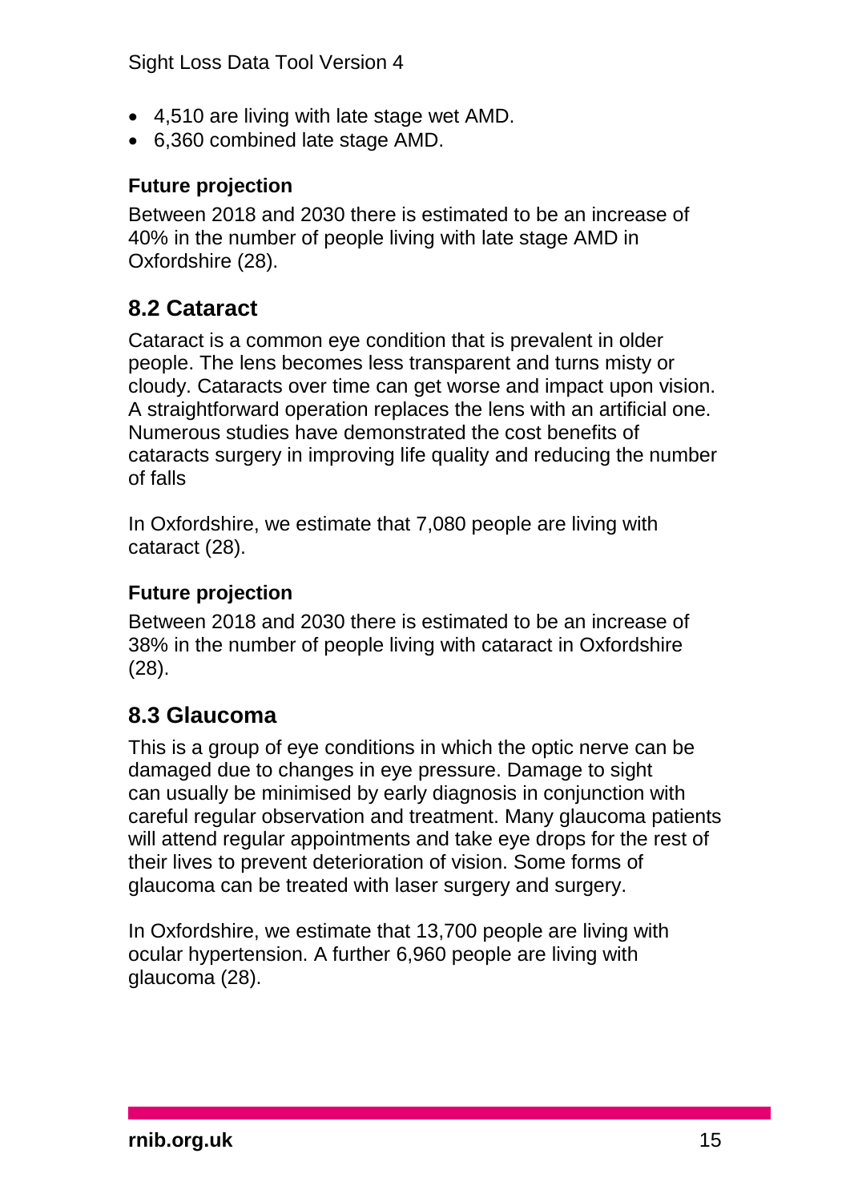- 4,510 are living with late stage wet AMD.
- 6,360 combined late stage AMD.

### Future projection

Between 2018 and 2030 there is estimated to be an increase of 40% in the number of people living with late stage AMD in Oxfordshire (28).

## 8.2 Cataract

Cataract is a common eye condition that is prevalent in older people. The lens becomes less transparent and turns misty or cloudy. Cataracts over time can get worse and impact upon vision. A straightforward operation replaces the lens with an artificial one. Numerous studies have demonstrated the cost benefits of cataracts surgery in improving life quality and reducing the number of falls

In Oxfordshire, we estimate that 7,080 people are living with cataract (28).

### Future projection

Between 2018 and 2030 there is estimated to be an increase of 38% in the number of people living with cataract in Oxfordshire (28).

## 8.3 Glaucoma

This is a group of eye conditions in which the optic nerve can be damaged due to changes in eye pressure. Damage to sight can usually be minimised by early diagnosis in conjunction with careful regular observation and treatment. Many glaucoma patients will attend regular appointments and take eye drops for the rest of their lives to prevent deterioration of vision. Some forms of glaucoma can be treated with laser surgery and surgery.

In Oxfordshire, we estimate that 13,700 people are living with ocular hypertension. A further 6,960 people are living with glaucoma (28).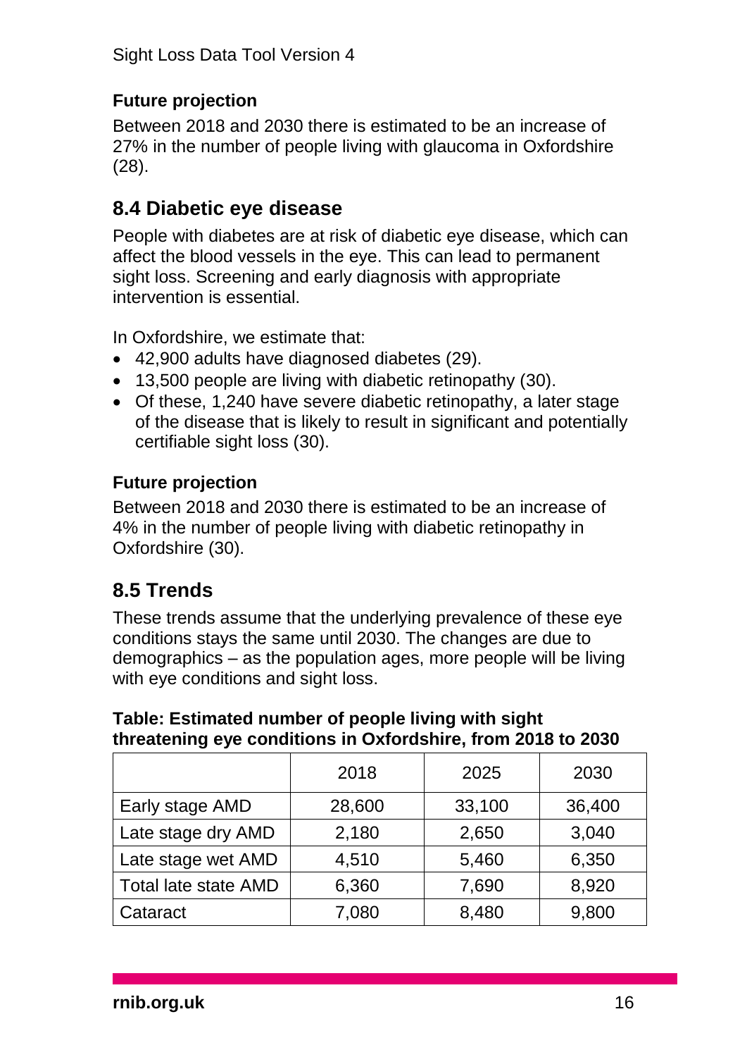**Future projection**

Between 2018 and 2030 there is estimated to be an increase of 27% in the number of people living with glaucoma in Oxfordshire (28).

## 8.4 Diabetic eye disease

People with diabetes are at risk of diabetic eye disease, which can affect the blood vessels in the eye. This can lead to permanent sight loss. Screening and early diagnosis with appropriate intervention is essential.

In Oxfordshire, we estimate that:

- 42,900 adults have diagnosed diabetes (29).
- 13,500 people are living with diabetic retinopathy (30).
- Of these, 1,240 have severe diabetic retinopathy, a later stage of the disease that is likely to result in significant and potentially certifiable sight loss (30).

**Future projection**

Between 2018 and 2030 there is estimated to be an increase of 4% in the number of people living with diabetic retinopathy in Oxfordshire (30).

## 8.5 Trends

These trends assume that the underlying prevalence of these eye conditions stays the same until 2030. The changes are due to demographics – as the population ages, more people will be living with eye conditions and sight loss.

**Table: Estimated number of people living with sight threatening eye conditions in Oxfordshire, from 2018 to 2030**

| | 2018 | 2025 | 2030 |
|---|---|---|---|
| Early stage AMD | 28,600 | 33,100 | 36,400 |
| Late stage dry AMD | 2,180 | 2,650 | 3,040 |
| Late stage wet AMD | 4,510 | 5,460 | 6,350 |
| Total late state AMD | 6,360 | 7,690 | 8,920 |
| Cataract | 7,080 | 8,480 | 9,800 |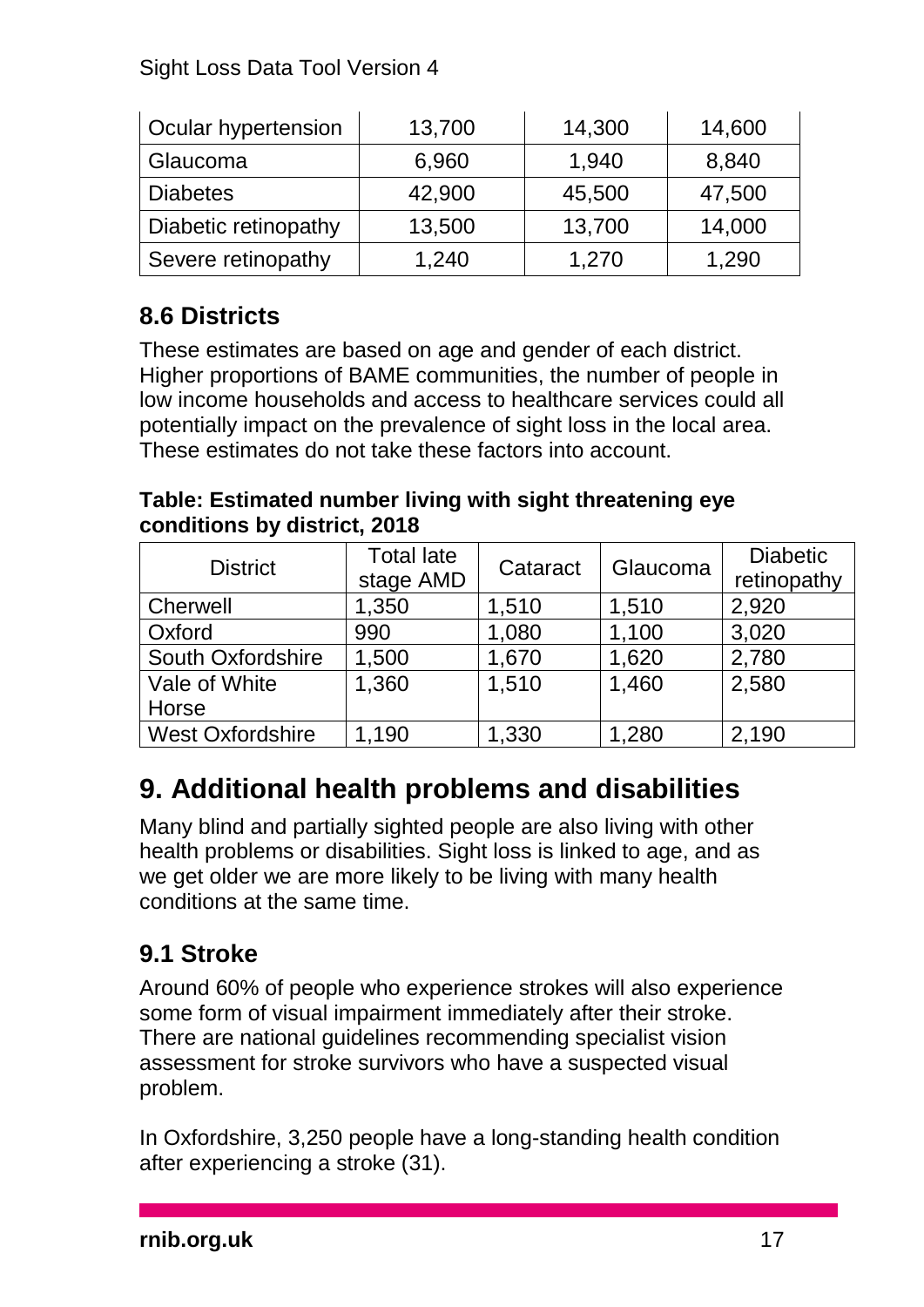| | | | |
|---|---|---|---|
| Ocular hypertension | 13,700 | 14,300 | 14,600 |
| Glaucoma | 6,960 | 1,940 | 8,840 |
| Diabetes | 42,900 | 45,500 | 47,500 |
| Diabetic retinopathy | 13,500 | 13,700 | 14,000 |
| Severe retinopathy | 1,240 | 1,270 | 1,290 |

## 8.6 Districts

These estimates are based on age and gender of each district. Higher proportions of BAME communities, the number of people in low income households and access to healthcare services could all potentially impact on the prevalence of sight loss in the local area. These estimates do not take these factors into account.

**Table: Estimated number living with sight threatening eye conditions by district, 2018**

| District | Total late stage AMD | Cataract | Glaucoma | Diabetic retinopathy |
|---|---|---|---|---|
| Cherwell | 1,350 | 1,510 | 1,510 | 2,920 |
| Oxford | 990 | 1,080 | 1,100 | 3,020 |
| South Oxfordshire | 1,500 | 1,670 | 1,620 | 2,780 |
| Vale of White Horse | 1,360 | 1,510 | 1,460 | 2,580 |
| West Oxfordshire | 1,190 | 1,330 | 1,280 | 2,190 |

# 9. Additional health problems and disabilities

Many blind and partially sighted people are also living with other health problems or disabilities. Sight loss is linked to age, and as we get older we are more likely to be living with many health conditions at the same time.

## 9.1 Stroke

Around 60% of people who experience strokes will also experience some form of visual impairment immediately after their stroke. There are national guidelines recommending specialist vision assessment for stroke survivors who have a suspected visual problem.

In Oxfordshire, 3,250 people have a long-standing health condition after experiencing a stroke (31).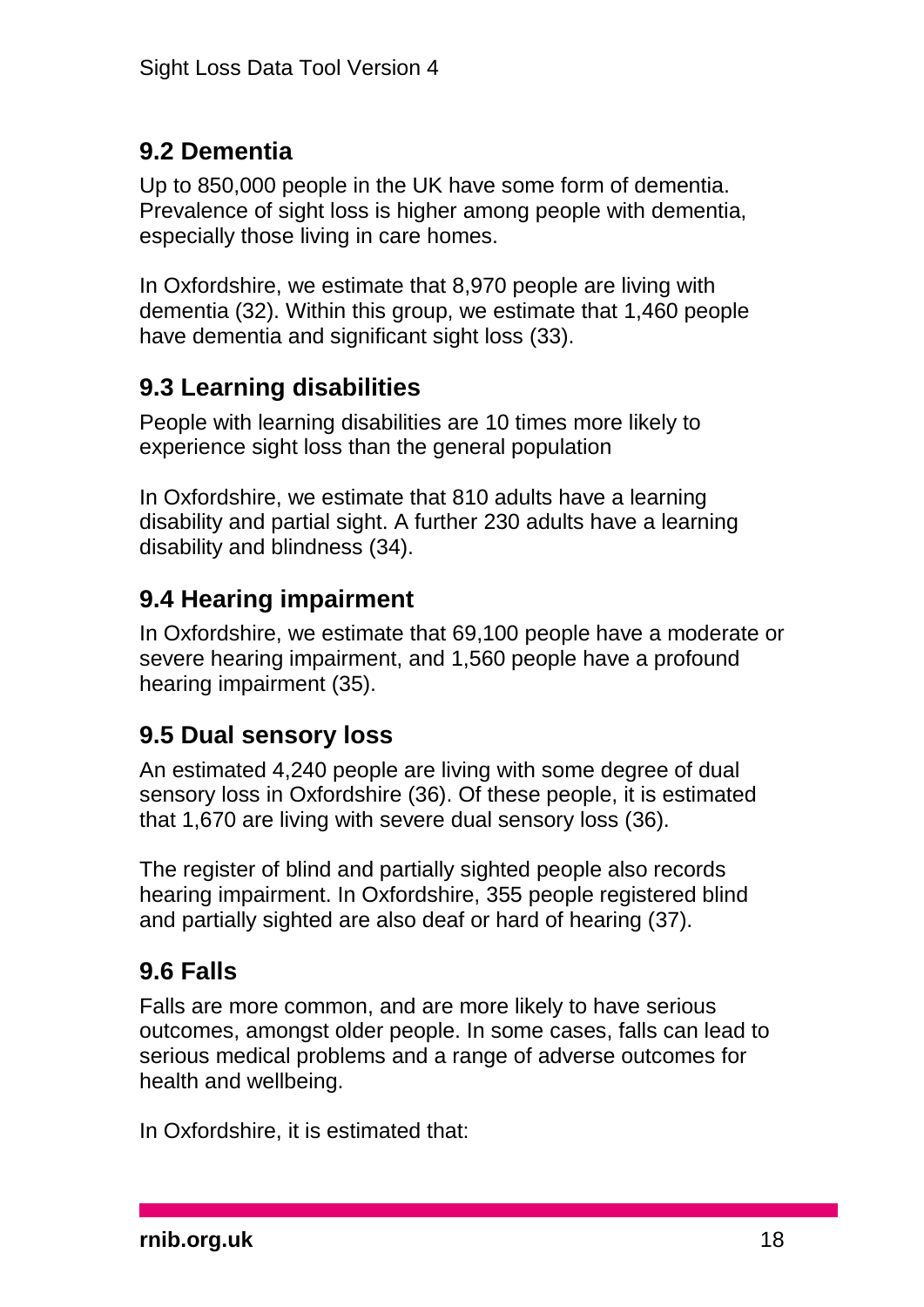## 9.2 Dementia

Up to 850,000 people in the UK have some form of dementia. Prevalence of sight loss is higher among people with dementia, especially those living in care homes.

In Oxfordshire, we estimate that 8,970 people are living with dementia (32). Within this group, we estimate that 1,460 people have dementia and significant sight loss (33).

## 9.3 Learning disabilities

People with learning disabilities are 10 times more likely to experience sight loss than the general population

In Oxfordshire, we estimate that 810 adults have a learning disability and partial sight. A further 230 adults have a learning disability and blindness (34).

## 9.4 Hearing impairment

In Oxfordshire, we estimate that 69,100 people have a moderate or severe hearing impairment, and 1,560 people have a profound hearing impairment (35).

## 9.5 Dual sensory loss

An estimated 4,240 people are living with some degree of dual sensory loss in Oxfordshire (36). Of these people, it is estimated that 1,670 are living with severe dual sensory loss (36).

The register of blind and partially sighted people also records hearing impairment. In Oxfordshire, 355 people registered blind and partially sighted are also deaf or hard of hearing (37).

## 9.6 Falls

Falls are more common, and are more likely to have serious outcomes, amongst older people. In some cases, falls can lead to serious medical problems and a range of adverse outcomes for health and wellbeing.

In Oxfordshire, it is estimated that: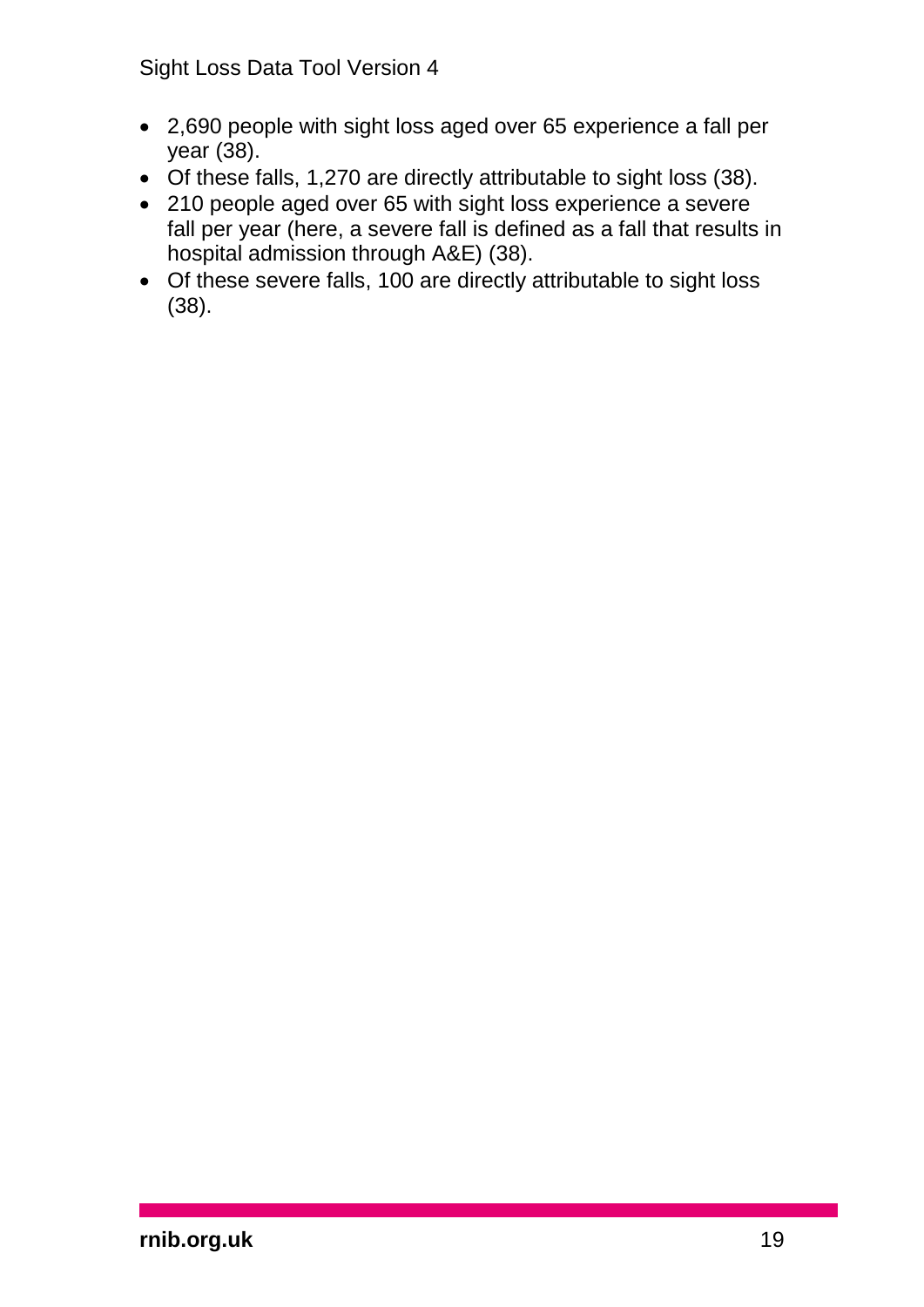- 2,690 people with sight loss aged over 65 experience a fall per year (38).
- Of these falls, 1,270 are directly attributable to sight loss (38).
- 210 people aged over 65 with sight loss experience a severe fall per year (here, a severe fall is defined as a fall that results in hospital admission through A&E) (38).
- Of these severe falls, 100 are directly attributable to sight loss (38).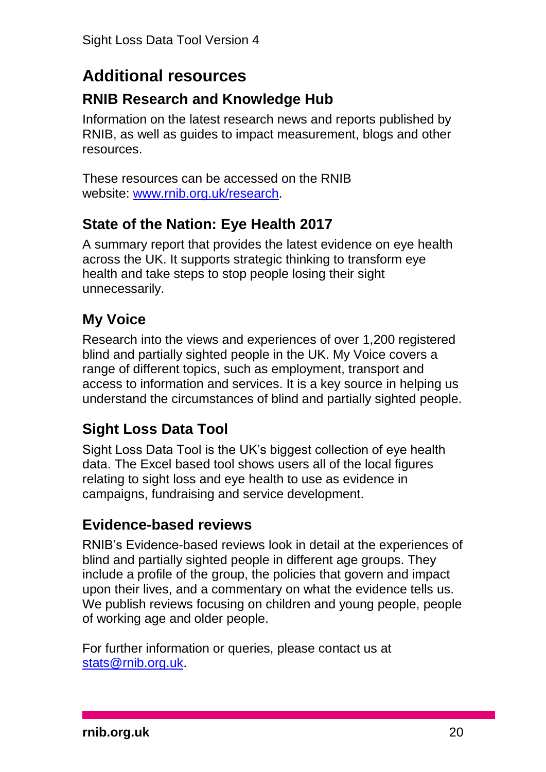# Additional resources

## RNIB Research and Knowledge Hub

Information on the latest research news and reports published by RNIB, as well as guides to impact measurement, blogs and other resources.

These resources can be accessed on the RNIB website: [www.rnib.org.uk/research](www.rnib.org.uk/research).

## State of the Nation: Eye Health 2017

A summary report that provides the latest evidence on eye health across the UK. It supports strategic thinking to transform eye health and take steps to stop people losing their sight unnecessarily.

## My Voice

Research into the views and experiences of over 1,200 registered blind and partially sighted people in the UK. My Voice covers a range of different topics, such as employment, transport and access to information and services. It is a key source in helping us understand the circumstances of blind and partially sighted people.

## Sight Loss Data Tool

Sight Loss Data Tool is the UK's biggest collection of eye health data. The Excel based tool shows users all of the local figures relating to sight loss and eye health to use as evidence in campaigns, fundraising and service development.

## Evidence-based reviews

RNIB's Evidence-based reviews look in detail at the experiences of blind and partially sighted people in different age groups. They include a profile of the group, the policies that govern and impact upon their lives, and a commentary on what the evidence tells us. We publish reviews focusing on children and young people, people of working age and older people.

For further information or queries, please contact us at [stats@rnib.org.uk](mailto:stats@rnib.org.uk).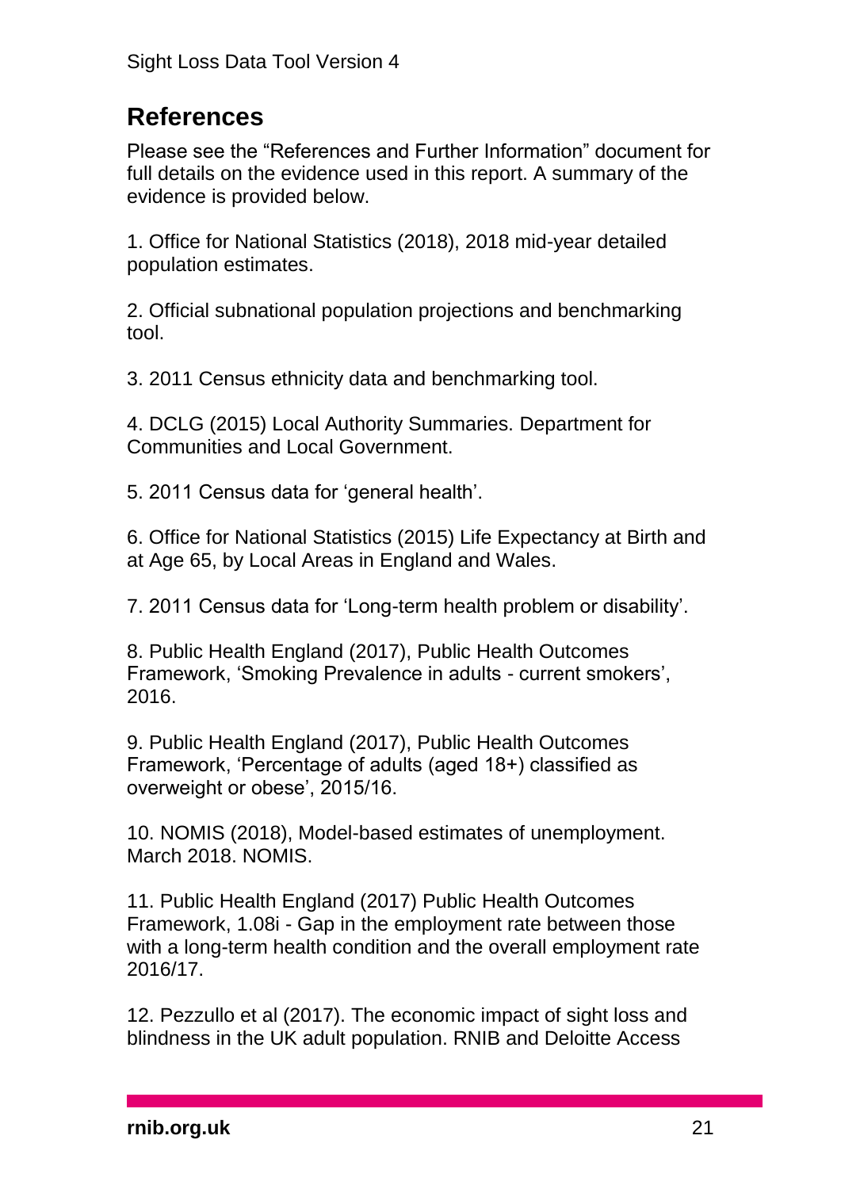## References

Please see the "References and Further Information" document for full details on the evidence used in this report. A summary of the evidence is provided below.

1. Office for National Statistics (2018), 2018 mid-year detailed population estimates.

2. Official subnational population projections and benchmarking tool.

3. 2011 Census ethnicity data and benchmarking tool.

4. DCLG (2015) Local Authority Summaries. Department for Communities and Local Government.

5. 2011 Census data for 'general health'.

6. Office for National Statistics (2015) Life Expectancy at Birth and at Age 65, by Local Areas in England and Wales.

7. 2011 Census data for 'Long-term health problem or disability'.

8. Public Health England (2017), Public Health Outcomes Framework, 'Smoking Prevalence in adults - current smokers', 2016.

9. Public Health England (2017), Public Health Outcomes Framework, 'Percentage of adults (aged 18+) classified as overweight or obese', 2015/16.

10. NOMIS (2018), Model-based estimates of unemployment. March 2018. NOMIS.

11. Public Health England (2017) Public Health Outcomes Framework, 1.08i - Gap in the employment rate between those with a long-term health condition and the overall employment rate 2016/17.

12. Pezzullo et al (2017). The economic impact of sight loss and blindness in the UK adult population. RNIB and Deloitte Access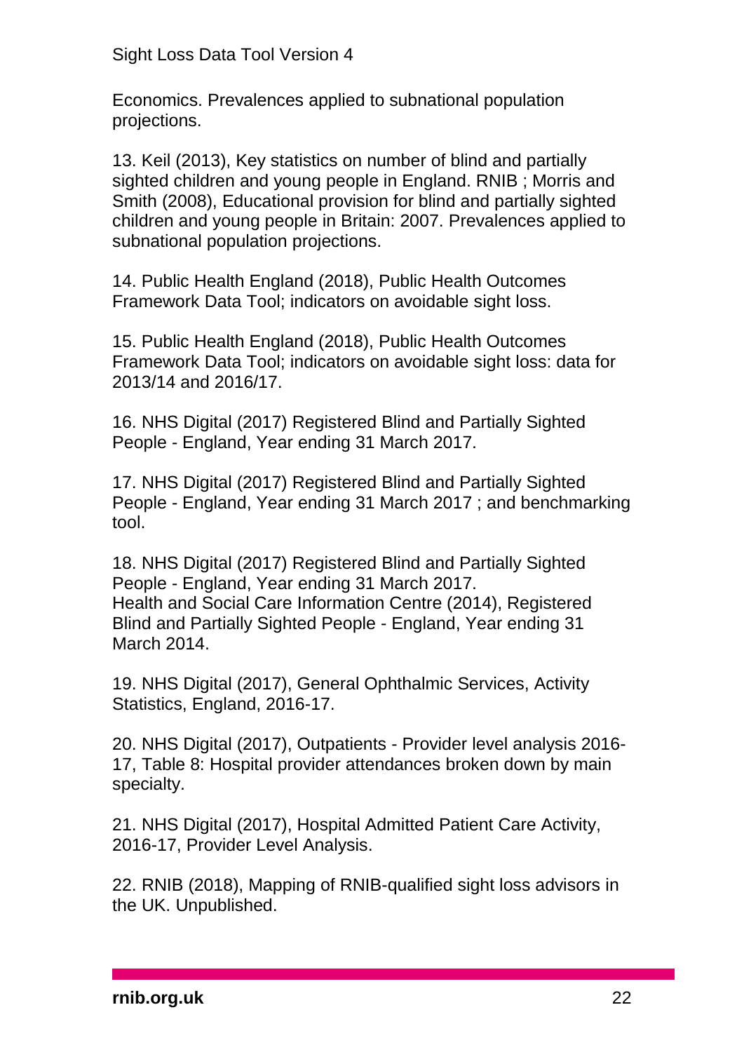Economics. Prevalences applied to subnational population projections.

13. Keil (2013), Key statistics on number of blind and partially sighted children and young people in England. RNIB ; Morris and Smith (2008), Educational provision for blind and partially sighted children and young people in Britain: 2007. Prevalences applied to subnational population projections.

14. Public Health England (2018), Public Health Outcomes Framework Data Tool; indicators on avoidable sight loss.

15. Public Health England (2018), Public Health Outcomes Framework Data Tool; indicators on avoidable sight loss: data for 2013/14 and 2016/17.

16. NHS Digital (2017) Registered Blind and Partially Sighted People - England, Year ending 31 March 2017.

17. NHS Digital (2017) Registered Blind and Partially Sighted People - England, Year ending 31 March 2017 ; and benchmarking tool.

18. NHS Digital (2017) Registered Blind and Partially Sighted People - England, Year ending 31 March 2017.
Health and Social Care Information Centre (2014), Registered Blind and Partially Sighted People - England, Year ending 31 March 2014.

19. NHS Digital (2017), General Ophthalmic Services, Activity Statistics, England, 2016-17.

20. NHS Digital (2017), Outpatients - Provider level analysis 2016-17, Table 8: Hospital provider attendances broken down by main specialty.

21. NHS Digital (2017), Hospital Admitted Patient Care Activity, 2016-17, Provider Level Analysis.

22. RNIB (2018), Mapping of RNIB-qualified sight loss advisors in the UK. Unpublished.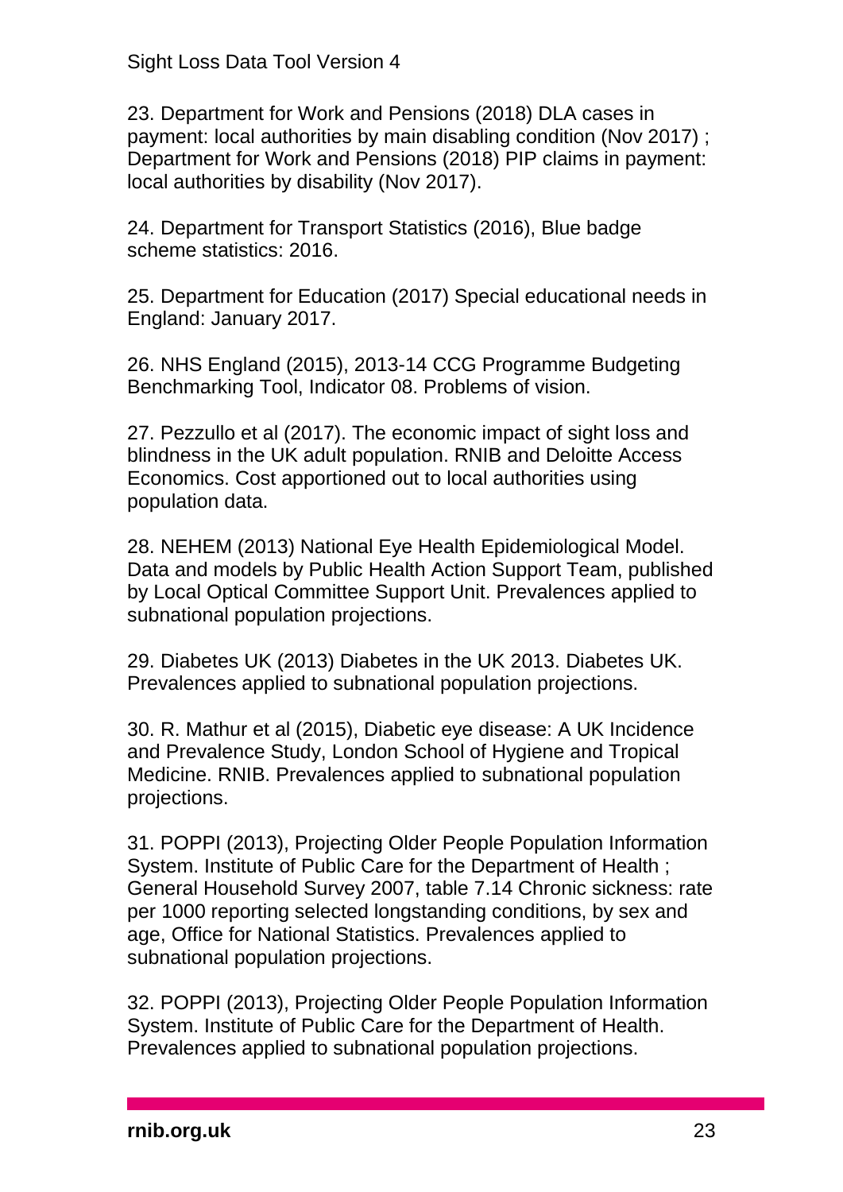23. Department for Work and Pensions (2018) DLA cases in payment: local authorities by main disabling condition (Nov 2017) ; Department for Work and Pensions (2018) PIP claims in payment: local authorities by disability (Nov 2017).

24. Department for Transport Statistics (2016), Blue badge scheme statistics: 2016.

25. Department for Education (2017) Special educational needs in England: January 2017.

26. NHS England (2015), 2013-14 CCG Programme Budgeting Benchmarking Tool, Indicator 08. Problems of vision.

27. Pezzullo et al (2017). The economic impact of sight loss and blindness in the UK adult population. RNIB and Deloitte Access Economics. Cost apportioned out to local authorities using population data.

28. NEHEM (2013) National Eye Health Epidemiological Model. Data and models by Public Health Action Support Team, published by Local Optical Committee Support Unit. Prevalences applied to subnational population projections.

29. Diabetes UK (2013) Diabetes in the UK 2013. Diabetes UK. Prevalences applied to subnational population projections.

30. R. Mathur et al (2015), Diabetic eye disease: A UK Incidence and Prevalence Study, London School of Hygiene and Tropical Medicine. RNIB. Prevalences applied to subnational population projections.

31. POPPI (2013), Projecting Older People Population Information System. Institute of Public Care for the Department of Health ; General Household Survey 2007, table 7.14 Chronic sickness: rate per 1000 reporting selected longstanding conditions, by sex and age, Office for National Statistics. Prevalences applied to subnational population projections.

32. POPPI (2013), Projecting Older People Population Information System. Institute of Public Care for the Department of Health. Prevalences applied to subnational population projections.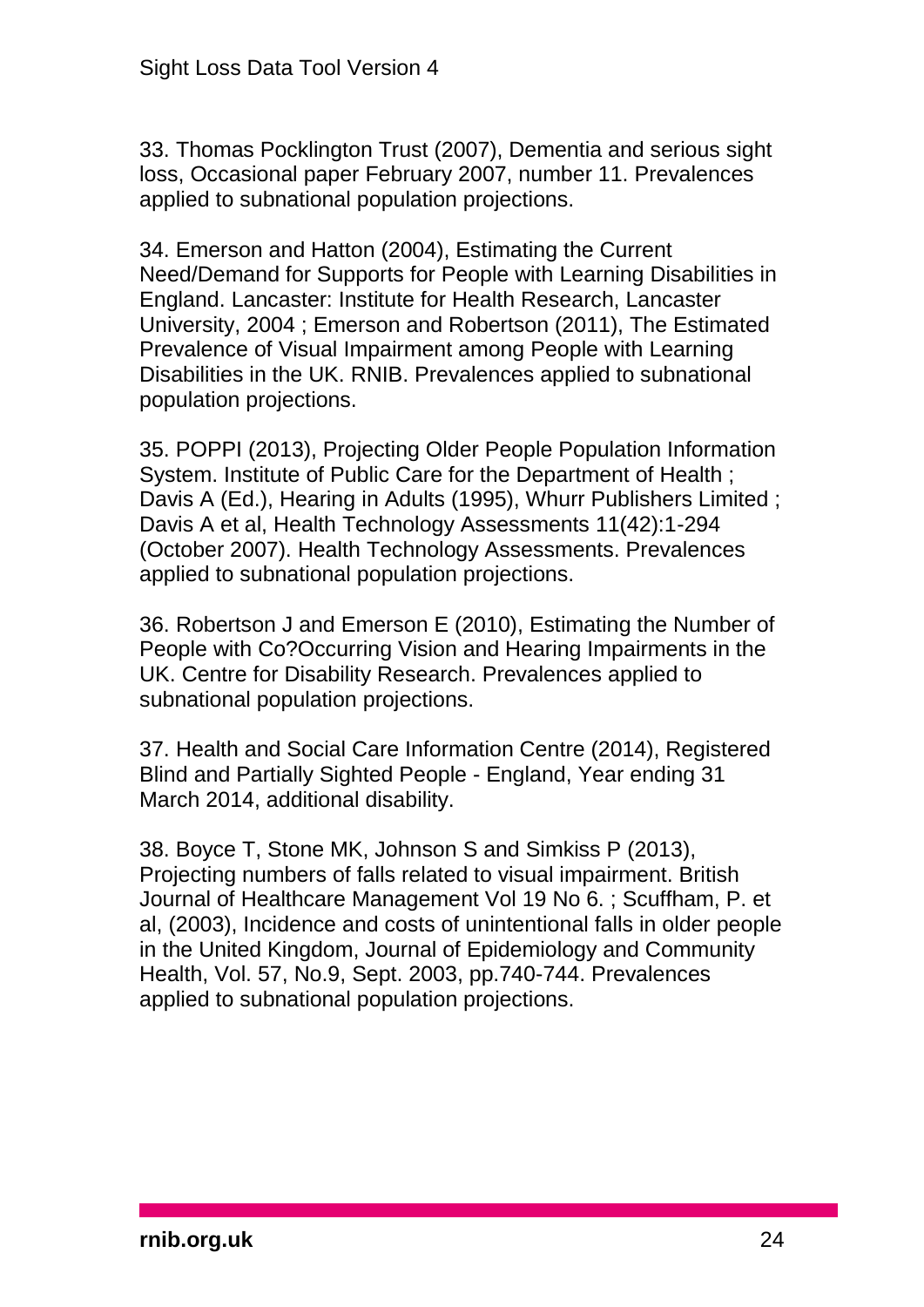33. Thomas Pocklington Trust (2007), Dementia and serious sight loss, Occasional paper February 2007, number 11. Prevalences applied to subnational population projections.

34. Emerson and Hatton (2004), Estimating the Current Need/Demand for Supports for People with Learning Disabilities in England. Lancaster: Institute for Health Research, Lancaster University, 2004 ; Emerson and Robertson (2011), The Estimated Prevalence of Visual Impairment among People with Learning Disabilities in the UK. RNIB. Prevalences applied to subnational population projections.

35. POPPI (2013), Projecting Older People Population Information System. Institute of Public Care for the Department of Health ; Davis A (Ed.), Hearing in Adults (1995), Whurr Publishers Limited ; Davis A et al, Health Technology Assessments 11(42):1-294 (October 2007). Health Technology Assessments. Prevalences applied to subnational population projections.

36. Robertson J and Emerson E (2010), Estimating the Number of People with Co?Occurring Vision and Hearing Impairments in the UK. Centre for Disability Research. Prevalences applied to subnational population projections.

37. Health and Social Care Information Centre (2014), Registered Blind and Partially Sighted People - England, Year ending 31 March 2014, additional disability.

38. Boyce T, Stone MK, Johnson S and Simkiss P (2013), Projecting numbers of falls related to visual impairment. British Journal of Healthcare Management Vol 19 No 6. ; Scuffham, P. et al, (2003), Incidence and costs of unintentional falls in older people in the United Kingdom, Journal of Epidemiology and Community Health, Vol. 57, No.9, Sept. 2003, pp.740-744. Prevalences applied to subnational population projections.